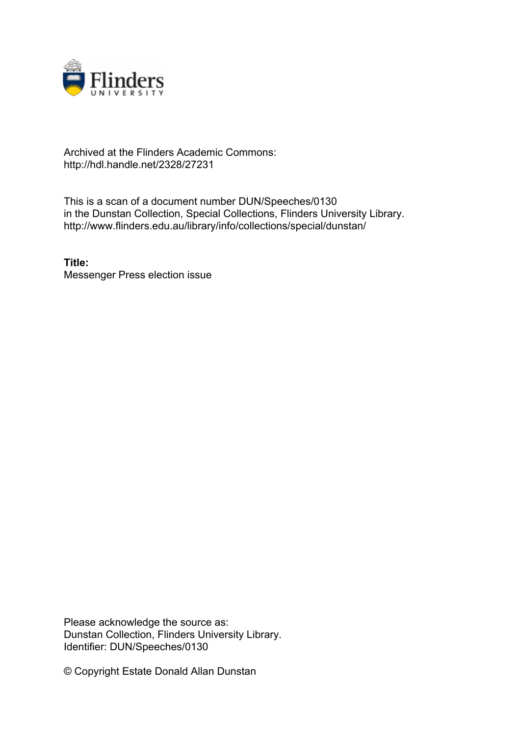Archived at the Flinders Academic Commons:
http://hdl.handle.net/2328/27231

This is a scan of a document number DUN/Speeches/0130
in the Dunstan Collection, Special Collections, Flinders University Library.
http://www.flinders.edu.au/library/info/collections/special/dunstan/

**Title:**
Messenger Press election issue

Please acknowledge the source as:
Dunstan Collection, Flinders University Library.
Identifier: DUN/Speeches/0130

© Copyright Estate Donald Allan Dunstan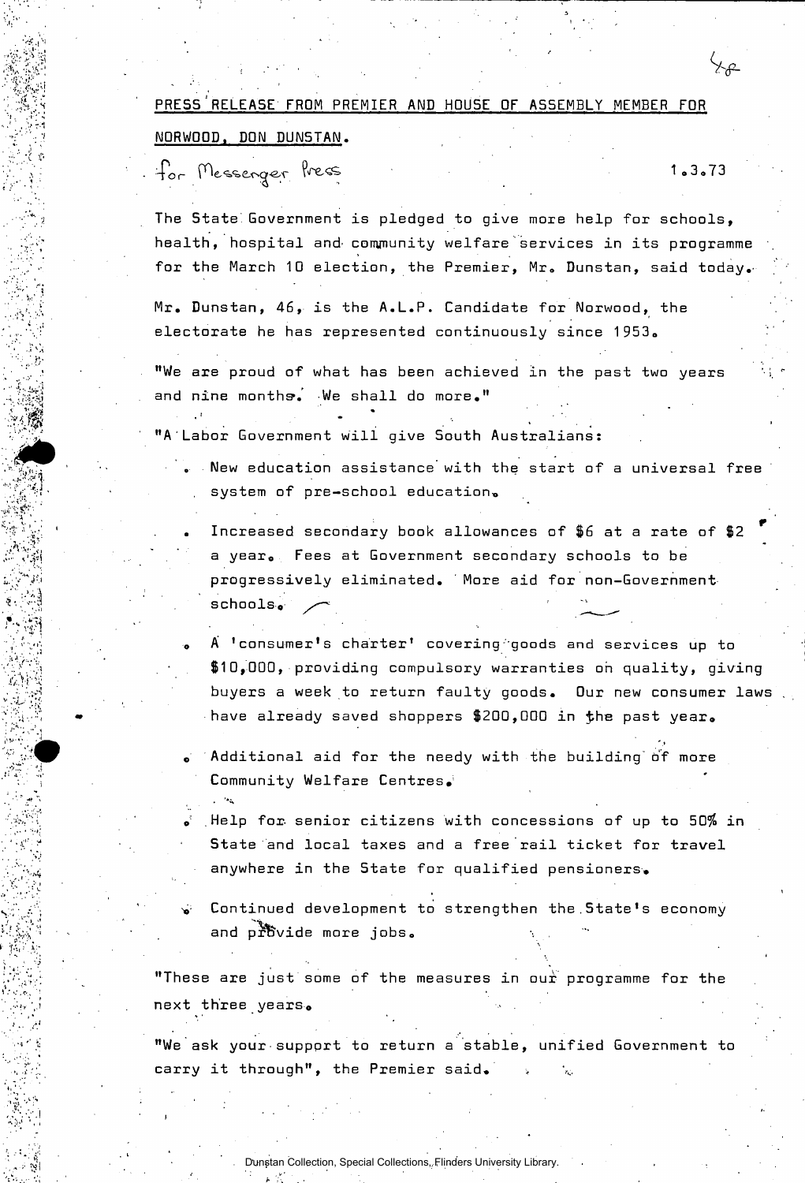PRESS RELEASE FROM PREMIER AND HOUSE OF ASSEMBLY MEMBER FOR NORWOOD, DON DUNSTAN.

for Messenger Press

1.3.73

The State Government is pledged to give more help for schools, health, hospital and community welfare services in its programme for the March 10 election, the Premier, Mr. Dunstan, said today.

Mr. Dunstan, 46, is the A.L.P. Candidate for Norwood, the electorate he has represented continuously since 1953.

"We are proud of what has been achieved in the past two years and nine months. We shall do more."

"A Labor Government will give South Australians:

- New education assistance with the start of a universal free system of pre-school education.
- Increased secondary book allowances of $6 at a rate of $2 a year. Fees at Government secondary schools to be progressively eliminated. More aid for non-Government schools.
- A 'consumer's charter' covering goods and services up to $10,000, providing compulsory warranties on quality, giving buyers a week to return faulty goods. Our new consumer laws have already saved shoppers $200,000 in the past year.
- Additional aid for the needy with the building of more Community Welfare Centres.
- Help for senior citizens with concessions of up to 50% in State and local taxes and a free rail ticket for travel anywhere in the State for qualified pensioners.
- Continued development to strengthen the State's economy and provide more jobs.

"These are just some of the measures in our programme for the next three years.

"We ask your support to return a stable, unified Government to carry it through", the Premier said.